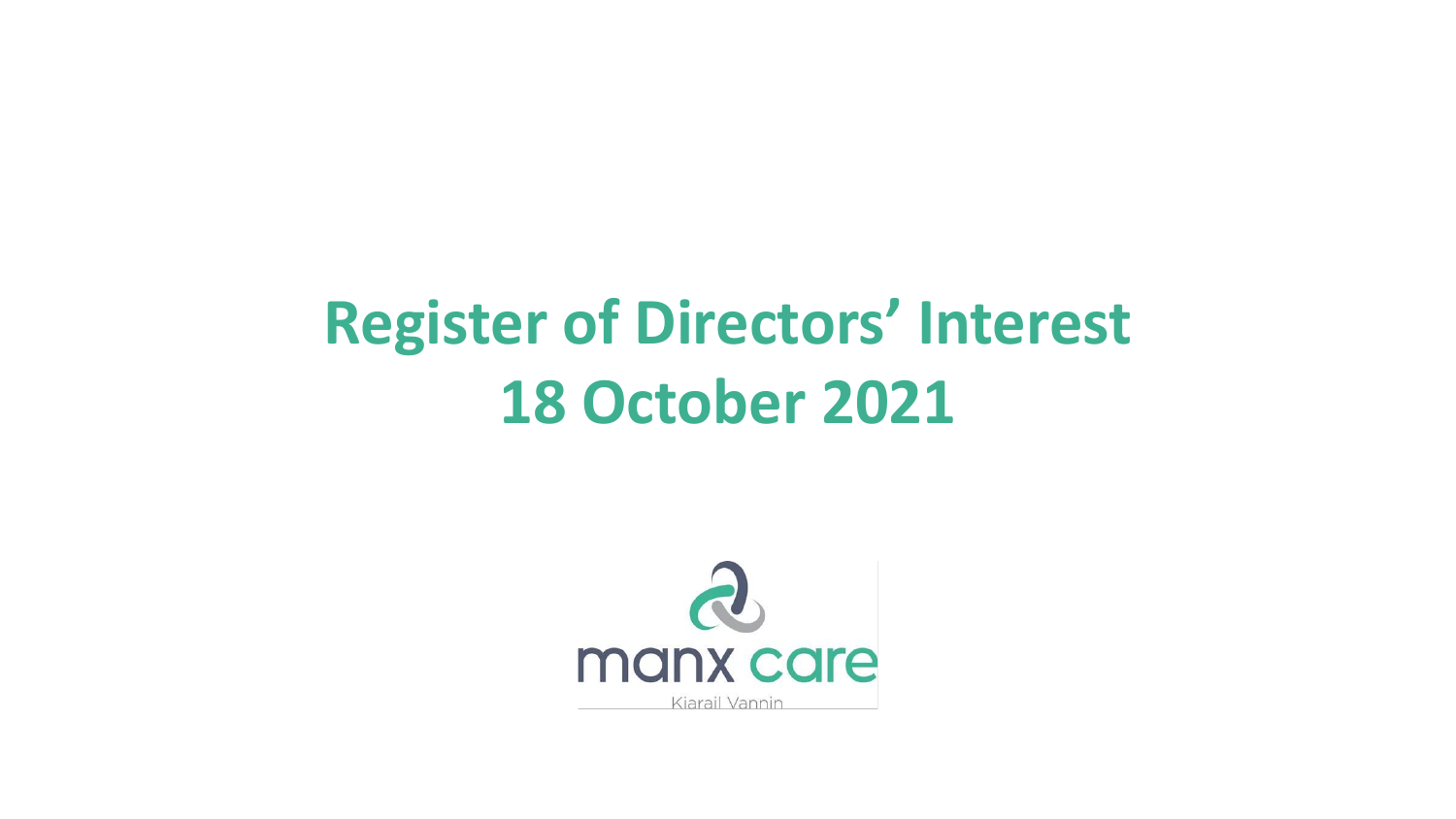# Register of Directors' Interest
# 18 October 2021

manx care

Kiarail Vannin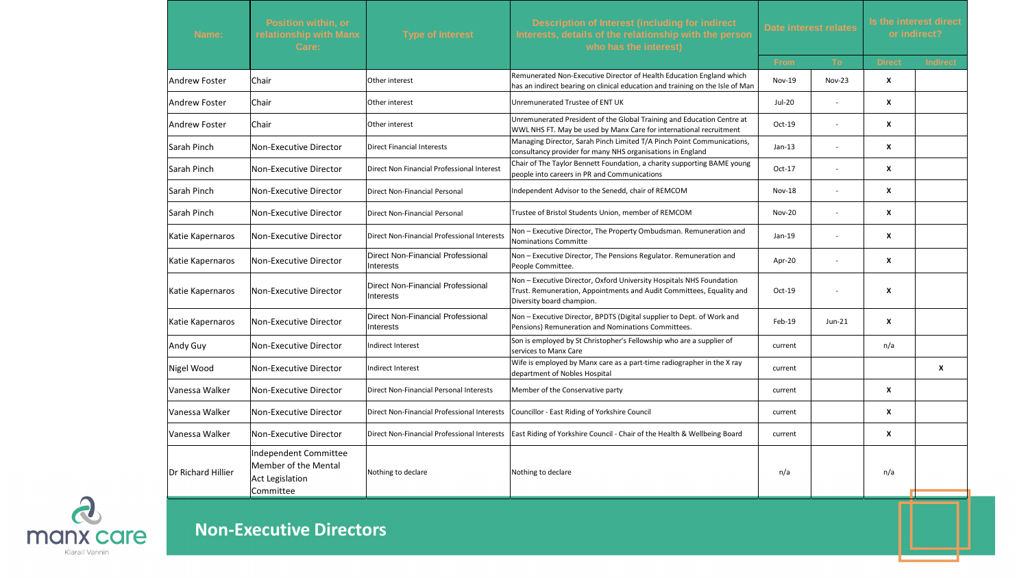| Name: | Position within, or relationship with Manx Care: | Type of Interest | Description of Interest (including for indirect Interests, details of the relationship with the person who has the interest) | Date interest relates | | Is the interest direct or indirect? | |
|---|---|---|---|---|---|---|---|
| | | | | From | To | Direct | Indirect |
| Andrew Foster | Chair | Other interest | Remunerated Non-Executive Director of Health Education England which has an indirect bearing on clinical education and training on the Isle of Man | Nov-19 | Nov-23 | X | |
| Andrew Foster | Chair | Other interest | Unremunerated Trustee of ENT UK | Jul-20 | - | X | |
| Andrew Foster | Chair | Other interest | Unremunerated President of the Global Training and Education Centre at WWL NHS FT. May be used by Manx Care for international recruitment | Oct-19 | - | X | |
| Sarah Pinch | Non-Executive Director | Direct Financial Interests | Managing Director, Sarah Pinch Limited T/A Pinch Point Communications, consultancy provider for many NHS organisations in England | Jan-13 | - | X | |
| Sarah Pinch | Non-Executive Director | Direct Non Financial Professional Interest | Chair of The Taylor Bennett Foundation, a charity supporting BAME young people into careers in PR and Communications | Oct-17 | - | X | |
| Sarah Pinch | Non-Executive Director | Direct Non-Financial Personal | Independent Advisor to the Senedd, chair of REMCOM | Nov-18 | - | X | |
| Sarah Pinch | Non-Executive Director | Direct Non-Financial Personal | Trustee of Bristol Students Union, member of REMCOM | Nov-20 | - | X | |
| Katie Kapernaros | Non-Executive Director | Direct Non-Financial Professional Interests | Non – Executive Director, The Property Ombudsman. Remuneration and Nominations Committe | Jan-19 | - | X | |
| Katie Kapernaros | Non-Executive Director | Direct Non-Financial Professional Interests | Non – Executive Director, The Pensions Regulator. Remuneration and People Committee. | Apr-20 | - | X | |
| Katie Kapernaros | Non-Executive Director | Direct Non-Financial Professional Interests | Non – Executive Director, Oxford University Hospitals NHS Foundation Trust. Remuneration, Appointments and Audit Committees, Equality and Diversity board champion. | Oct-19 | - | X | |
| Katie Kapernaros | Non-Executive Director | Direct Non-Financial Professional Interests | Non – Executive Director, BPDTS (Digital supplier to Dept. of Work and Pensions) Remuneration and Nominations Committees. | Feb-19 | Jun-21 | X | |
| Andy Guy | Non-Executive Director | Indirect Interest | Son is employed by St Christopher's Fellowship who are a supplier of services to Manx Care | current | | n/a | |
| Nigel Wood | Non-Executive Director | Indirect Interest | Wife is employed by Manx care as a part-time radiographer in the X ray department of Nobles Hospital | current | | | X |
| Vanessa Walker | Non-Executive Director | Direct Non-Financial Personal Interests | Member of the Conservative party | current | | X | |
| Vanessa Walker | Non-Executive Director | Direct Non-Financial Professional Interests | Councillor - East Riding of Yorkshire Council | current | | X | |
| Vanessa Walker | Non-Executive Director | Direct Non-Financial Professional Interests | East Riding of Yorkshire Council - Chair of the Health & Wellbeing Board | current | | X | |
| Dr Richard Hillier | Independent Committee Member of the Mental Act Legislation Committee | Nothing to declare | Nothing to declare | n/a | | n/a | |

**Non-Executive Directors**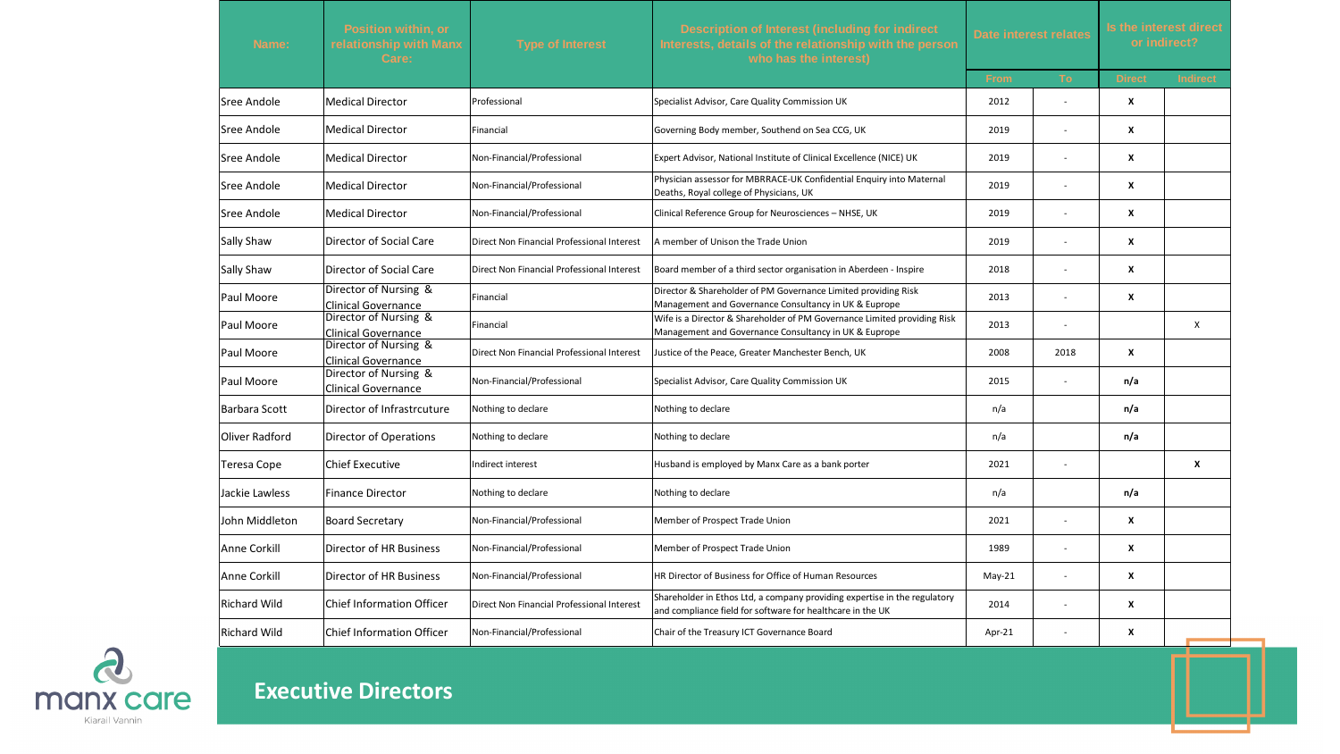| Name: | Position within, or relationship with Manx Care: | Type of Interest | Description of Interest (including for indirect Interests, details of the relationship with the person who has the interest) | Date interest relates | | Is the interest direct or indirect? | |
|---|---|---|---|---|---|---|---|
| | | | | From | To | Direct | Indirect |
| Sree Andole | Medical Director | Professional | Specialist Advisor, Care Quality Commission UK | 2012 | - | X | |
| Sree Andole | Medical Director | Financial | Governing Body member, Southend on Sea CCG, UK | 2019 | - | X | |
| Sree Andole | Medical Director | Non-Financial/Professional | Expert Advisor, National Institute of Clinical Excellence (NICE) UK | 2019 | - | X | |
| Sree Andole | Medical Director | Non-Financial/Professional | Physician assessor for MBRRACE-UK Confidential Enquiry into Maternal Deaths, Royal college of Physicians, UK | 2019 | - | X | |
| Sree Andole | Medical Director | Non-Financial/Professional | Clinical Reference Group for Neurosciences – NHSE, UK | 2019 | - | X | |
| Sally Shaw | Director of Social Care | Direct Non Financial Professional Interest | A member of Unison the Trade Union | 2019 | - | X | |
| Sally Shaw | Director of Social Care | Direct Non Financial Professional Interest | Board member of a third sector organisation in Aberdeen - Inspire | 2018 | - | X | |
| Paul Moore | Director of Nursing & Clinical Governance | Financial | Director & Shareholder of PM Governance Limited providing Risk Management and Governance Consultancy in UK & Euprope | 2013 | - | X | |
| Paul Moore | Director of Nursing & Clinical Governance | Financial | Wife is a Director & Shareholder of PM Governance Limited providing Risk Management and Governance Consultancy in UK & Euprope | 2013 | - | | X |
| Paul Moore | Director of Nursing & Clinical Governance | Direct Non Financial Professional Interest | Justice of the Peace, Greater Manchester Bench, UK | 2008 | 2018 | X | |
| Paul Moore | Director of Nursing & Clinical Governance | Non-Financial/Professional | Specialist Advisor, Care Quality Commission UK | 2015 | - | n/a | |
| Barbara Scott | Director of Infrastrcuture | Nothing to declare | Nothing to declare | n/a | | n/a | |
| Oliver Radford | Director of Operations | Nothing to declare | Nothing to declare | n/a | | n/a | |
| Teresa Cope | Chief Executive | Indirect interest | Husband is employed by Manx Care as a bank porter | 2021 | - | | X |
| Jackie Lawless | Finance Director | Nothing to declare | Nothing to declare | n/a | | n/a | |
| John Middleton | Board Secretary | Non-Financial/Professional | Member of Prospect Trade Union | 2021 | - | X | |
| Anne Corkill | Director of HR Business | Non-Financial/Professional | Member of Prospect Trade Union | 1989 | - | X | |
| Anne Corkill | Director of HR Business | Non-Financial/Professional | HR Director of Business for Office of Human Resources | May-21 | - | X | |
| Richard Wild | Chief Information Officer | Direct Non Financial Professional Interest | Shareholder in Ethos Ltd, a company providing expertise in the regulatory and compliance field for software for healthcare in the UK | 2014 | - | X | |
| Richard Wild | Chief Information Officer | Non-Financial/Professional | Chair of the Treasury ICT Governance Board | Apr-21 | - | X | |

manx care
Kiarail Vannin

## Executive Directors